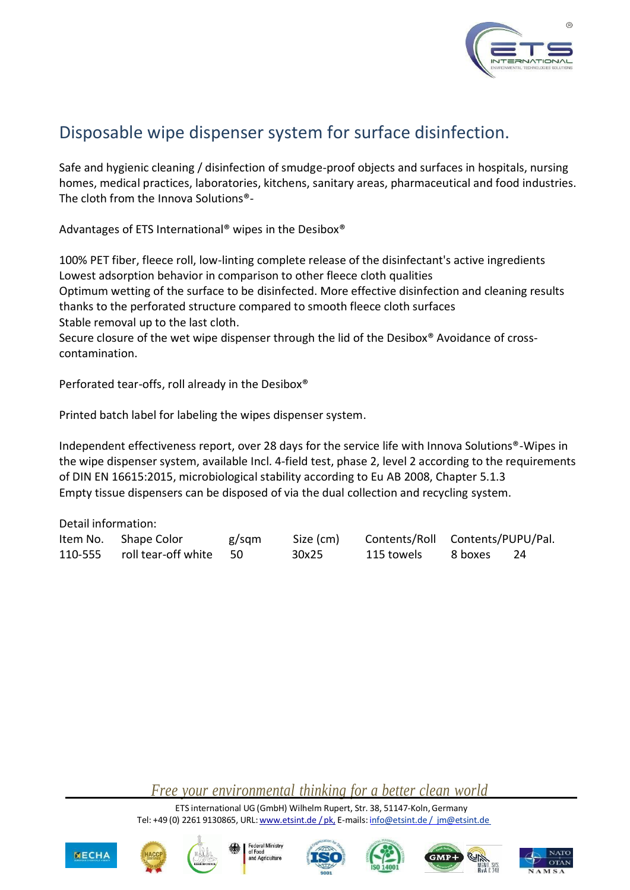# Disposable wipe dispenser system for surface disinfection.

Safe and hygienic cleaning / disinfection of smudge-proof objects and surfaces in hospitals, nursing homes, medical practices, laboratories, kitchens, sanitary areas, pharmaceutical and food industries. The cloth from the Innova Solutions®-

Advantages of ETS International® wipes in the Desibox®

100% PET fiber, fleece roll, low-linting complete release of the disinfectant's active ingredients
Lowest adsorption behavior in comparison to other fleece cloth qualities
Optimum wetting of the surface to be disinfected. More effective disinfection and cleaning results thanks to the perforated structure compared to smooth fleece cloth surfaces
Stable removal up to the last cloth.
Secure closure of the wet wipe dispenser through the lid of the Desibox® Avoidance of cross-contamination.

Perforated tear-offs, roll already in the Desibox®

Printed batch label for labeling the wipes dispenser system.

Independent effectiveness report, over 28 days for the service life with Innova Solutions®-Wipes in the wipe dispenser system, available Incl. 4-field test, phase 2, level 2 according to the requirements of DIN EN 16615:2015, microbiological stability according to Eu AB 2008, Chapter 5.1.3
Empty tissue dispensers can be disposed of via the dual collection and recycling system.

Detail information:

| Item No. | Shape Color | g/sqm | Size (cm) | Contents/Roll | Contents/PUPU/Pal. | |
|---|---|---|---|---|---|---|
| 110-555 | roll tear-off white | 50 | 30x25 | 115 towels | 8 boxes | 24 |

*Free your environmental thinking for a better clean world*

ETS international UG (GmbH) Wilhelm Rupert, Str. 38, 51147-Koln, Germany
Tel: +49 (0) 2261 9130865, URL: www.etsint.de / pk, E-mails: info@etsint.de / jm@etsint.de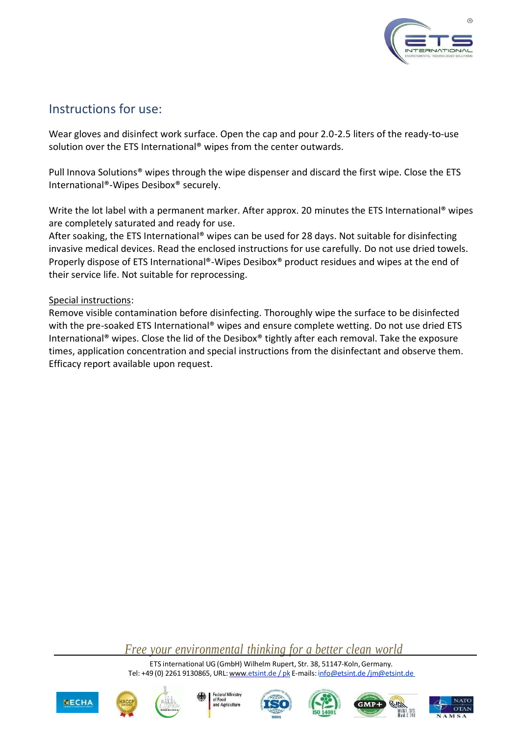## Instructions for use:

Wear gloves and disinfect work surface. Open the cap and pour 2.0-2.5 liters of the ready-to-use solution over the ETS International® wipes from the center outwards.

Pull Innova Solutions® wipes through the wipe dispenser and discard the first wipe. Close the ETS International®-Wipes Desibox® securely.

Write the lot label with a permanent marker. After approx. 20 minutes the ETS International® wipes are completely saturated and ready for use.
After soaking, the ETS International® wipes can be used for 28 days. Not suitable for disinfecting invasive medical devices. Read the enclosed instructions for use carefully. Do not use dried towels. Properly dispose of ETS International®-Wipes Desibox® product residues and wipes at the end of their service life. Not suitable for reprocessing.

Special instructions:
Remove visible contamination before disinfecting. Thoroughly wipe the surface to be disinfected with the pre-soaked ETS International® wipes and ensure complete wetting. Do not use dried ETS International® wipes. Close the lid of the Desibox® tightly after each removal. Take the exposure times, application concentration and special instructions from the disinfectant and observe them. Efficacy report available upon request.